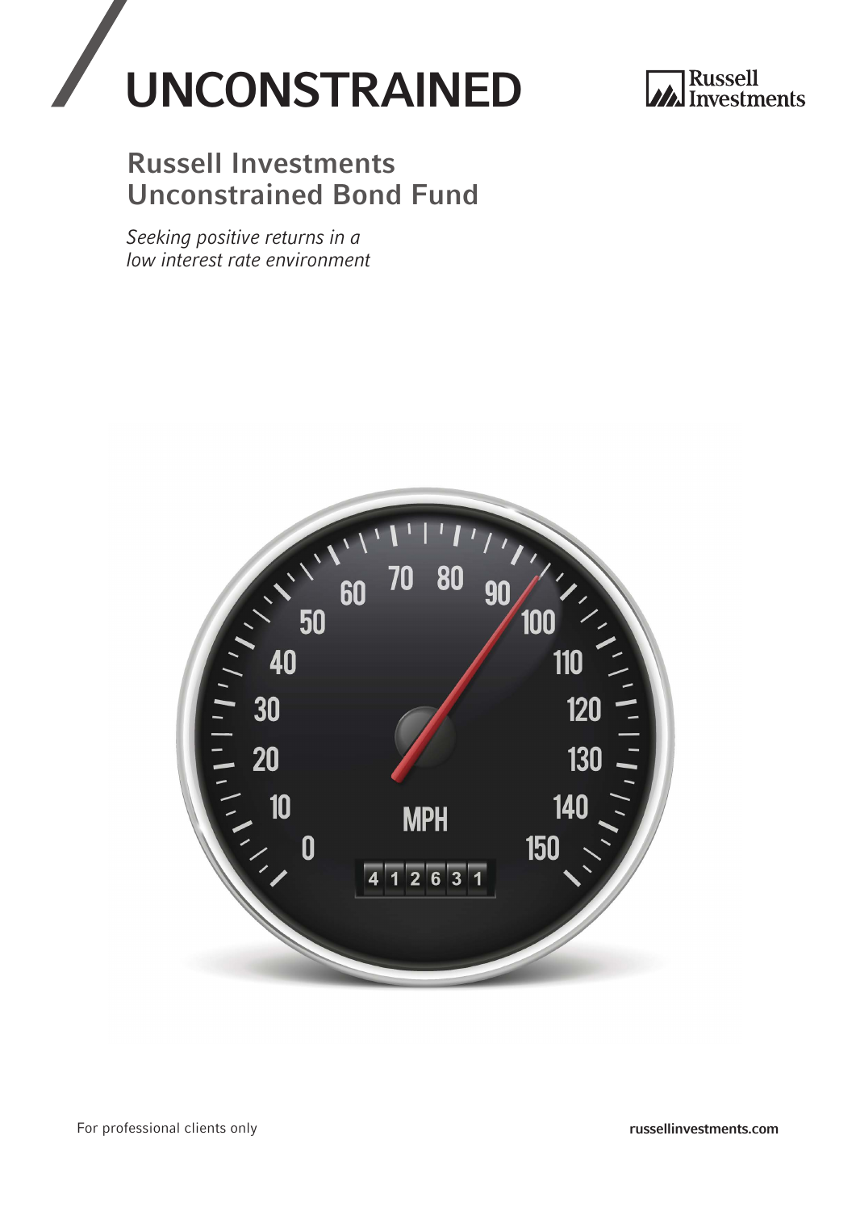# UNCONSTRAINED

Russell Investments

## Russell Investments Unconstrained Bond Fund

*Seeking positive returns in a low interest rate environment*

For professional clients only

**russellinvestments.com**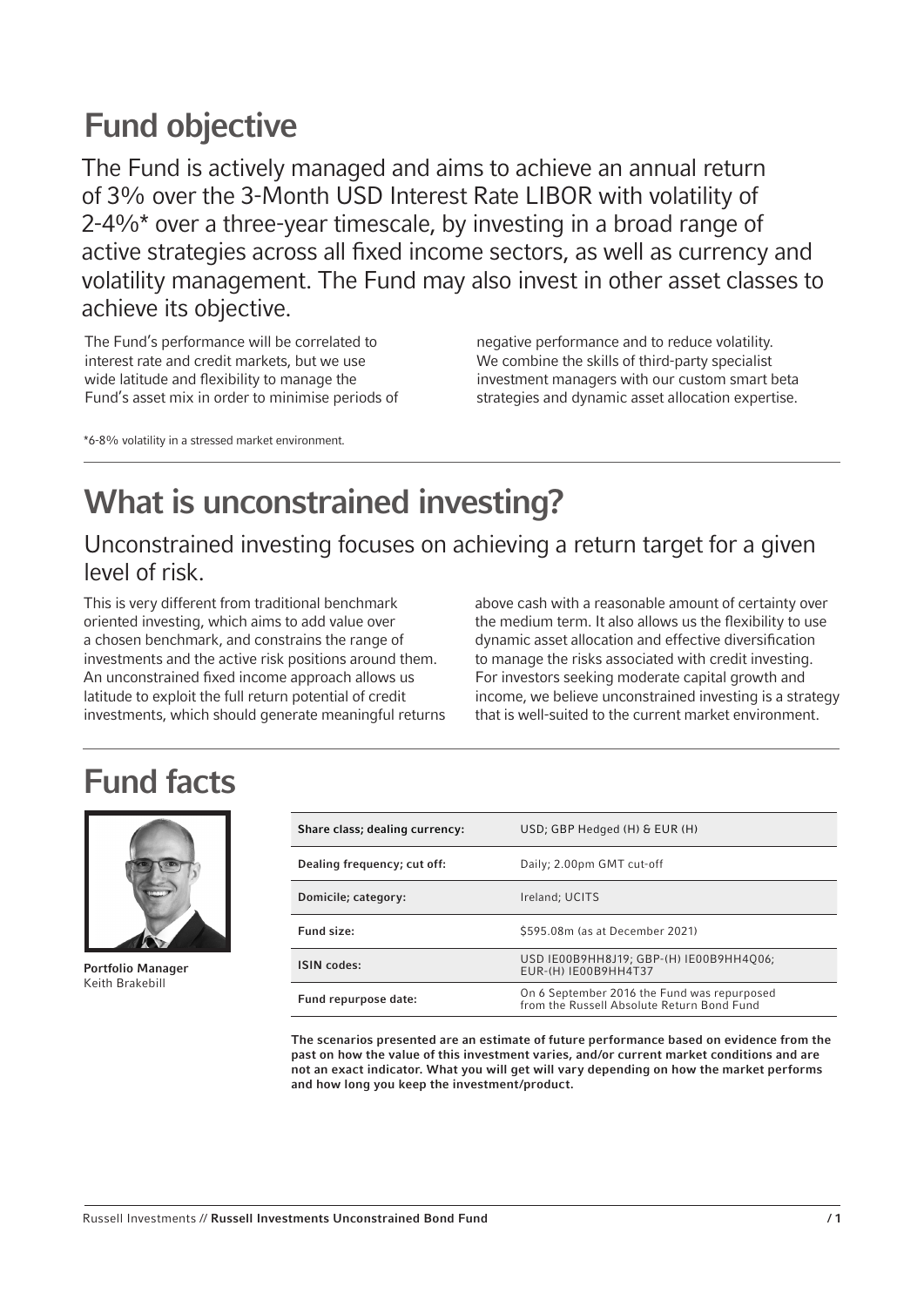# Fund objective

The Fund is actively managed and aims to achieve an annual return of 3% over the 3-Month USD Interest Rate LIBOR with volatility of 2-4%* over a three-year timescale, by investing in a broad range of active strategies across all fixed income sectors, as well as currency and volatility management. The Fund may also invest in other asset classes to achieve its objective.

The Fund's performance will be correlated to interest rate and credit markets, but we use wide latitude and flexibility to manage the Fund's asset mix in order to minimise periods of negative performance and to reduce volatility. We combine the skills of third-party specialist investment managers with our custom smart beta strategies and dynamic asset allocation expertise.

*6-8% volatility in a stressed market environment.

# What is unconstrained investing?

## Unconstrained investing focuses on achieving a return target for a given level of risk.

This is very different from traditional benchmark oriented investing, which aims to add value over a chosen benchmark, and constrains the range of investments and the active risk positions around them. An unconstrained fixed income approach allows us latitude to exploit the full return potential of credit investments, which should generate meaningful returns above cash with a reasonable amount of certainty over the medium term. It also allows us the flexibility to use dynamic asset allocation and effective diversification to manage the risks associated with credit investing. For investors seeking moderate capital growth and income, we believe unconstrained investing is a strategy that is well-suited to the current market environment.

# Fund facts

**Portfolio Manager**
Keith Brakebill

| | |
|---|---|
| **Share class; dealing currency:** | USD; GBP Hedged (H) & EUR (H) |
| **Dealing frequency; cut off:** | Daily; 2.00pm GMT cut-off |
| **Domicile; category:** | Ireland; UCITS |
| **Fund size:** | $595.08m (as at December 2021) |
| **ISIN codes:** | USD IE00B9HH8J19; GBP-(H) IE00B9HH4Q06; EUR-(H) IE00B9HH4T37 |
| **Fund repurpose date:** | On 6 September 2016 the Fund was repurposed from the Russell Absolute Return Bond Fund |

**The scenarios presented are an estimate of future performance based on evidence from the past on how the value of this investment varies, and/or current market conditions and are not an exact indicator. What you will get will vary depending on how the market performs and how long you keep the investment/product.**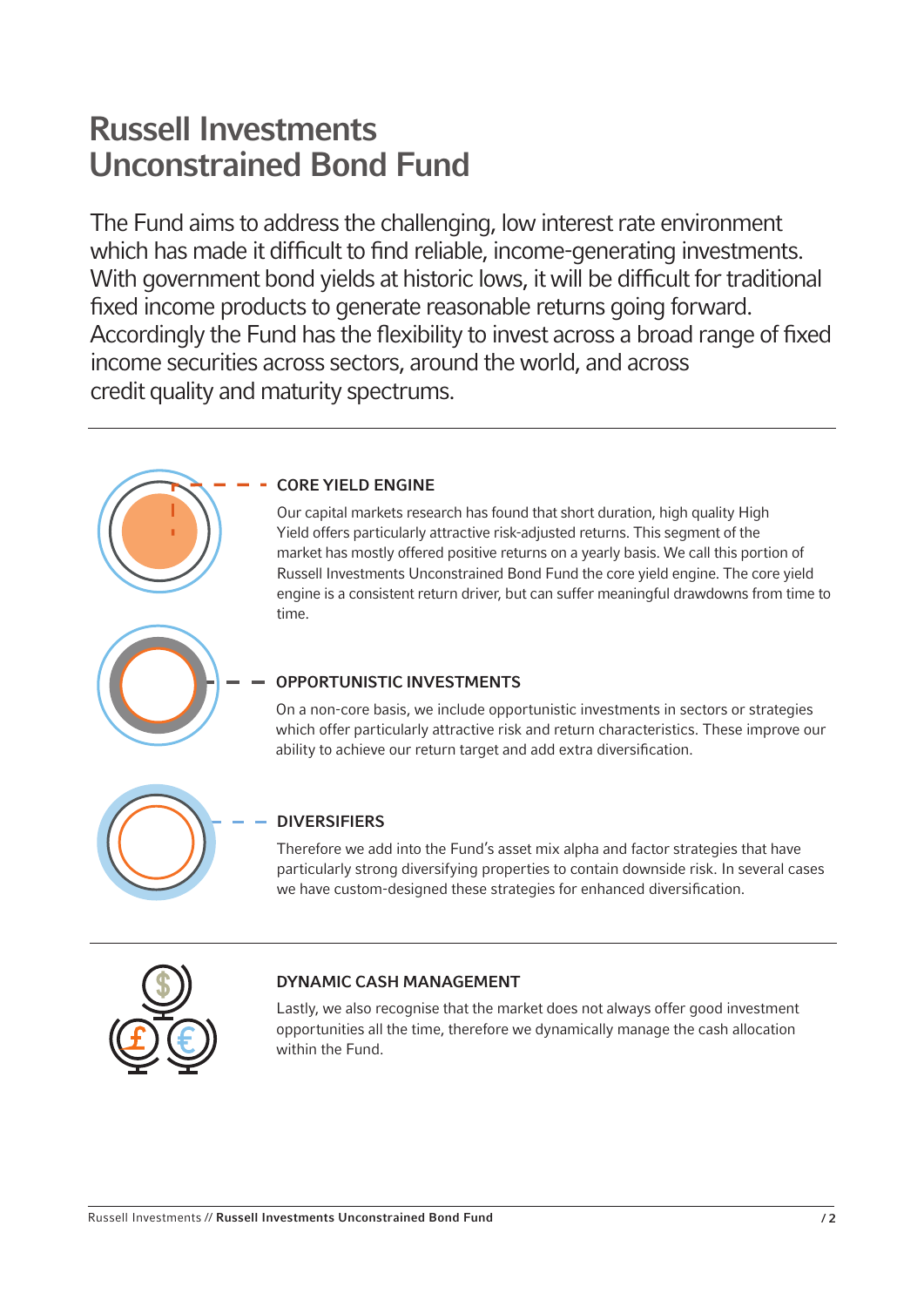# Russell Investments Unconstrained Bond Fund

The Fund aims to address the challenging, low interest rate environment which has made it difficult to find reliable, income-generating investments. With government bond yields at historic lows, it will be difficult for traditional fixed income products to generate reasonable returns going forward. Accordingly the Fund has the flexibility to invest across a broad range of fixed income securities across sectors, around the world, and across credit quality and maturity spectrums.

### CORE YIELD ENGINE

Our capital markets research has found that short duration, high quality High Yield offers particularly attractive risk-adjusted returns. This segment of the market has mostly offered positive returns on a yearly basis. We call this portion of Russell Investments Unconstrained Bond Fund the core yield engine. The core yield engine is a consistent return driver, but can suffer meaningful drawdowns from time to time.

### OPPORTUNISTIC INVESTMENTS

On a non-core basis, we include opportunistic investments in sectors or strategies which offer particularly attractive risk and return characteristics. These improve our ability to achieve our return target and add extra diversification.

### DIVERSIFIERS

Therefore we add into the Fund's asset mix alpha and factor strategies that have particularly strong diversifying properties to contain downside risk. In several cases we have custom-designed these strategies for enhanced diversification.

### DYNAMIC CASH MANAGEMENT

Lastly, we also recognise that the market does not always offer good investment opportunities all the time, therefore we dynamically manage the cash allocation within the Fund.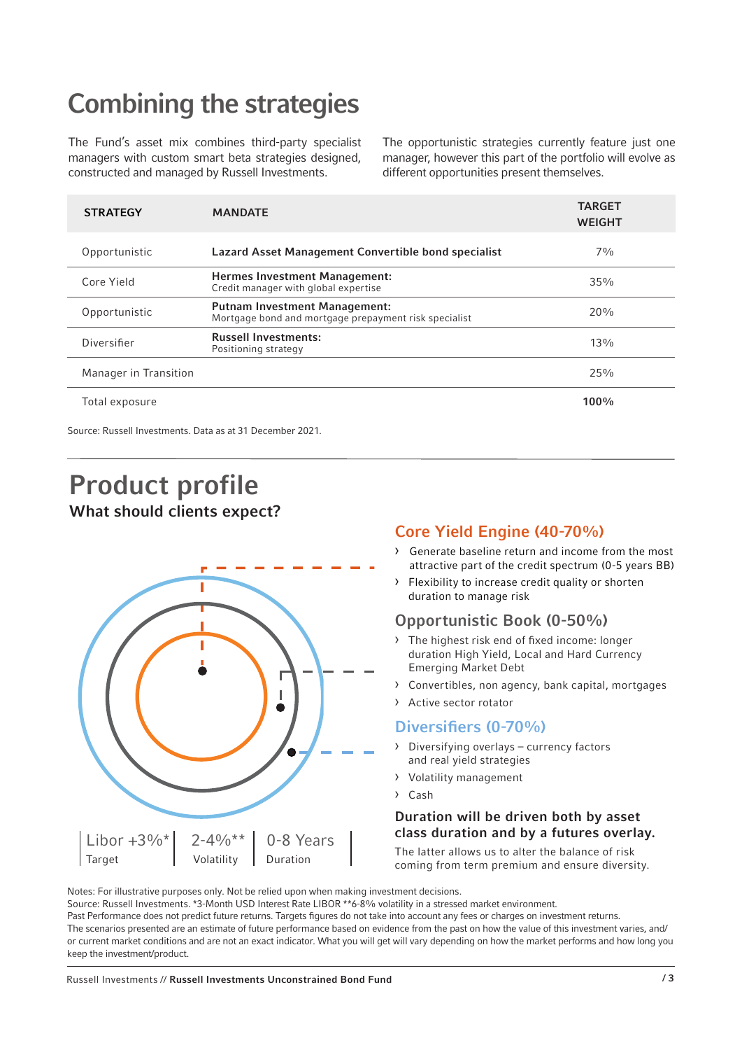# Combining the strategies

The Fund's asset mix combines third-party specialist managers with custom smart beta strategies designed, constructed and managed by Russell Investments.

The opportunistic strategies currently feature just one manager, however this part of the portfolio will evolve as different opportunities present themselves.

| STRATEGY | MANDATE | TARGET WEIGHT |
|---|---|---|
| Opportunistic | **Lazard Asset Management Convertible bond specialist** | 7% |
| Core Yield | **Hermes Investment Management:** Credit manager with global expertise | 35% |
| Opportunistic | **Putnam Investment Management:** Mortgage bond and mortgage prepayment risk specialist | 20% |
| Diversifier | **Russell Investments:** Positioning strategy | 13% |
| Manager in Transition | | 25% |
| Total exposure | | **100%** |

Source: Russell Investments. Data as at 31 December 2021.

# Product profile

## What should clients expect?

| Libor +3%* | 2-4%** | 0-8 Years |
|---|---|---|
| Target | Volatility | Duration |

### Core Yield Engine (40-70%)

- Generate baseline return and income from the most attractive part of the credit spectrum (0-5 years BB)
- Flexibility to increase credit quality or shorten duration to manage risk

### Opportunistic Book (0-50%)

- The highest risk end of fixed income: longer duration High Yield, Local and Hard Currency Emerging Market Debt
- Convertibles, non agency, bank capital, mortgages
- Active sector rotator

### Diversifiers (0-70%)

- Diversifying overlays – currency factors and real yield strategies
- Volatility management
- Cash

**Duration will be driven both by asset class duration and by a futures overlay.**

The latter allows us to alter the balance of risk coming from term premium and ensure diversity.

Notes: For illustrative purposes only. Not be relied upon when making investment decisions.
Source: Russell Investments. *3-Month USD Interest Rate LIBOR **6-8% volatility in a stressed market environment.
Past Performance does not predict future returns. Targets figures do not take into account any fees or charges on investment returns.
The scenarios presented are an estimate of future performance based on evidence from the past on how the value of this investment varies, and/or current market conditions and are not an exact indicator. What you will get will vary depending on how the market performs and how long you keep the investment/product.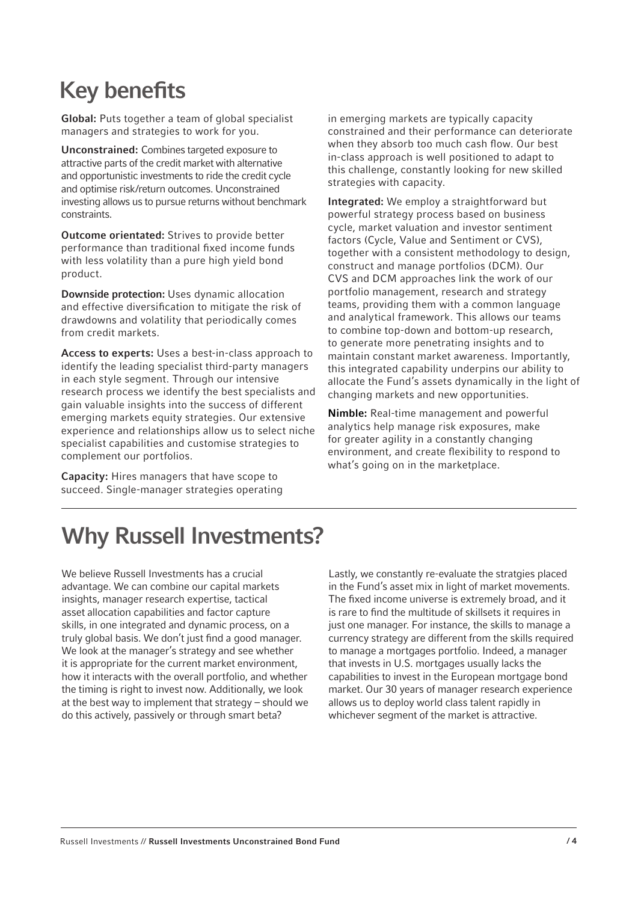# Key benefits

**Global:** Puts together a team of global specialist managers and strategies to work for you.

**Unconstrained:** Combines targeted exposure to attractive parts of the credit market with alternative and opportunistic investments to ride the credit cycle and optimise risk/return outcomes. Unconstrained investing allows us to pursue returns without benchmark constraints.

**Outcome orientated:** Strives to provide better performance than traditional fixed income funds with less volatility than a pure high yield bond product.

**Downside protection:** Uses dynamic allocation and effective diversification to mitigate the risk of drawdowns and volatility that periodically comes from credit markets.

**Access to experts:** Uses a best-in-class approach to identify the leading specialist third-party managers in each style segment. Through our intensive research process we identify the best specialists and gain valuable insights into the success of different emerging markets equity strategies. Our extensive experience and relationships allow us to select niche specialist capabilities and customise strategies to complement our portfolios.

**Capacity:** Hires managers that have scope to succeed. Single-manager strategies operating in emerging markets are typically capacity constrained and their performance can deteriorate when they absorb too much cash flow. Our best in-class approach is well positioned to adapt to this challenge, constantly looking for new skilled strategies with capacity.

**Integrated:** We employ a straightforward but powerful strategy process based on business cycle, market valuation and investor sentiment factors (Cycle, Value and Sentiment or CVS), together with a consistent methodology to design, construct and manage portfolios (DCM). Our CVS and DCM approaches link the work of our portfolio management, research and strategy teams, providing them with a common language and analytical framework. This allows our teams to combine top-down and bottom-up research, to generate more penetrating insights and to maintain constant market awareness. Importantly, this integrated capability underpins our ability to allocate the Fund's assets dynamically in the light of changing markets and new opportunities.

**Nimble:** Real-time management and powerful analytics help manage risk exposures, make for greater agility in a constantly changing environment, and create flexibility to respond to what's going on in the marketplace.

# Why Russell Investments?

We believe Russell Investments has a crucial advantage. We can combine our capital markets insights, manager research expertise, tactical asset allocation capabilities and factor capture skills, in one integrated and dynamic process, on a truly global basis. We don't just find a good manager. We look at the manager's strategy and see whether it is appropriate for the current market environment, how it interacts with the overall portfolio, and whether the timing is right to invest now. Additionally, we look at the best way to implement that strategy – should we do this actively, passively or through smart beta?

Lastly, we constantly re-evaluate the stratgies placed in the Fund's asset mix in light of market movements. The fixed income universe is extremely broad, and it is rare to find the multitude of skillsets it requires in just one manager. For instance, the skills to manage a currency strategy are different from the skills required to manage a mortgages portfolio. Indeed, a manager that invests in U.S. mortgages usually lacks the capabilities to invest in the European mortgage bond market. Our 30 years of manager research experience allows us to deploy world class talent rapidly in whichever segment of the market is attractive.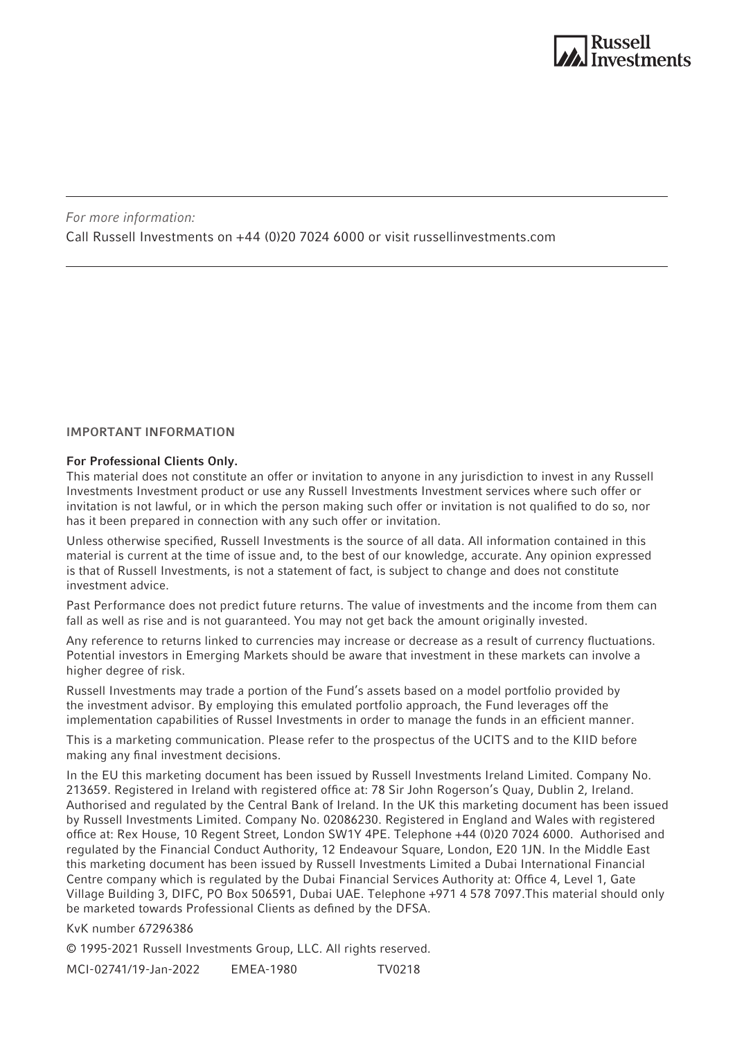*For more information:*

Call Russell Investments on +44 (0)20 7024 6000 or visit russellinvestments.com

## IMPORTANT INFORMATION

**For Professional Clients Only.**

This material does not constitute an offer or invitation to anyone in any jurisdiction to invest in any Russell Investments Investment product or use any Russell Investments Investment services where such offer or invitation is not lawful, or in which the person making such offer or invitation is not qualified to do so, nor has it been prepared in connection with any such offer or invitation.

Unless otherwise specified, Russell Investments is the source of all data. All information contained in this material is current at the time of issue and, to the best of our knowledge, accurate. Any opinion expressed is that of Russell Investments, is not a statement of fact, is subject to change and does not constitute investment advice.

Past Performance does not predict future returns. The value of investments and the income from them can fall as well as rise and is not guaranteed. You may not get back the amount originally invested.

Any reference to returns linked to currencies may increase or decrease as a result of currency fluctuations. Potential investors in Emerging Markets should be aware that investment in these markets can involve a higher degree of risk.

Russell Investments may trade a portion of the Fund's assets based on a model portfolio provided by the investment advisor. By employing this emulated portfolio approach, the Fund leverages off the implementation capabilities of Russel Investments in order to manage the funds in an efficient manner.

This is a marketing communication. Please refer to the prospectus of the UCITS and to the KIID before making any final investment decisions.

In the EU this marketing document has been issued by Russell Investments Ireland Limited. Company No. 213659. Registered in Ireland with registered office at: 78 Sir John Rogerson's Quay, Dublin 2, Ireland. Authorised and regulated by the Central Bank of Ireland. In the UK this marketing document has been issued by Russell Investments Limited. Company No. 02086230. Registered in England and Wales with registered office at: Rex House, 10 Regent Street, London SW1Y 4PE. Telephone +44 (0)20 7024 6000. Authorised and regulated by the Financial Conduct Authority, 12 Endeavour Square, London, E20 1JN. In the Middle East this marketing document has been issued by Russell Investments Limited a Dubai International Financial Centre company which is regulated by the Dubai Financial Services Authority at: Office 4, Level 1, Gate Village Building 3, DIFC, PO Box 506591, Dubai UAE. Telephone +971 4 578 7097.This material should only be marketed towards Professional Clients as defined by the DFSA.

KvK number 67296386

© 1995-2021 Russell Investments Group, LLC. All rights reserved.

MCI-02741/19-Jan-2022 EMEA-1980 TV0218